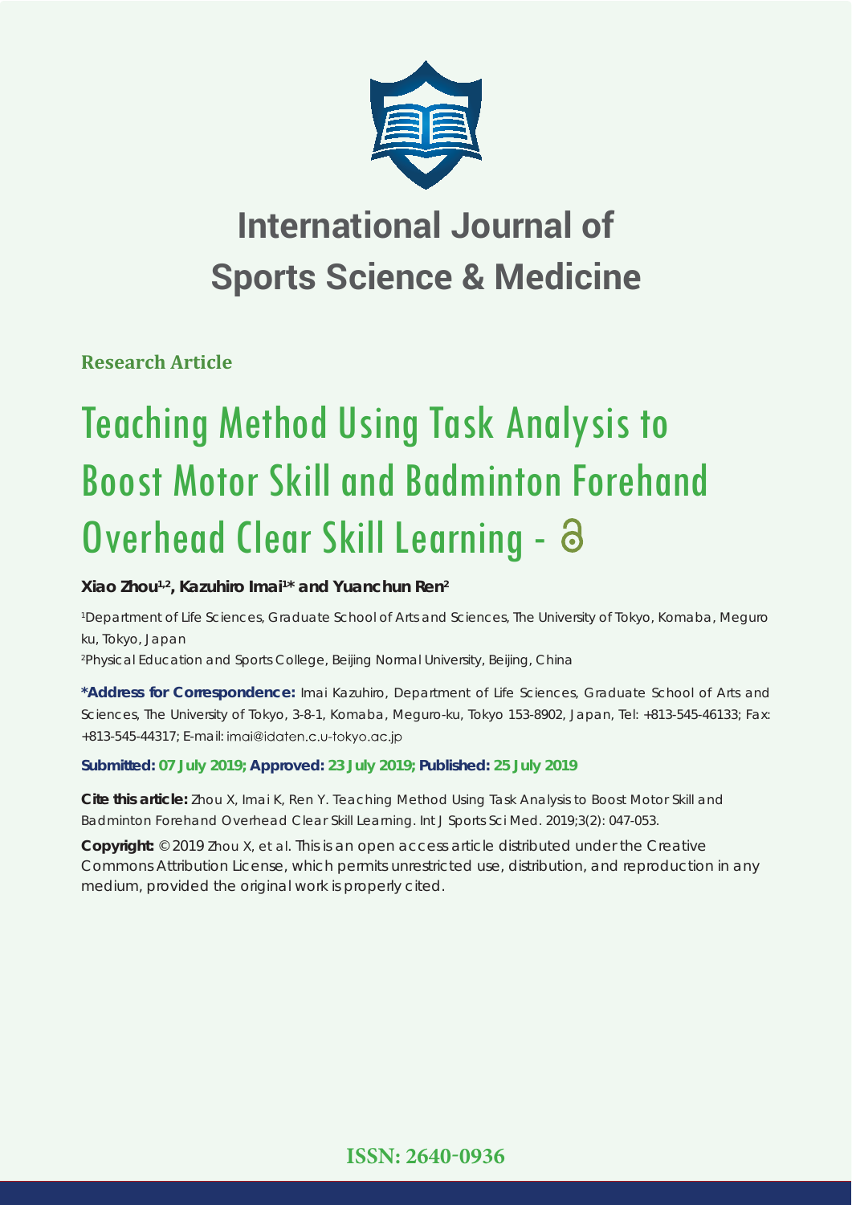# International Journal of Sports Science & Medicine

**Research Article**

# Teaching Method Using Task Analysis to Boost Motor Skill and Badminton Forehand Overhead Clear Skill Learning -

**Xiao Zhou[1,2], Kazuhiro Imai[1]* and Yuanchun Ren[2]**

[1]Department of Life Sciences, Graduate School of Arts and Sciences, The University of Tokyo, Komaba, Meguro ku, Tokyo, Japan

[2]Physical Education and Sports College, Beijing Normal University, Beijing, China

**\*Address for Correspondence:** Imai Kazuhiro, Department of Life Sciences, Graduate School of Arts and Sciences, The University of Tokyo, 3-8-1, Komaba, Meguro-ku, Tokyo 153-8902, Japan, Tel: +813-545-46133; Fax: +813-545-44317; E-mail: imai@idaten.c.u-tokyo.ac.jp

**Submitted: 07 July 2019; Approved: 23 July 2019; Published: 25 July 2019**

**Cite this article:** Zhou X, Imai K, Ren Y. Teaching Method Using Task Analysis to Boost Motor Skill and Badminton Forehand Overhead Clear Skill Learning. Int J Sports Sci Med. 2019;3(2): 047-053.

**Copyright:** © 2019 Zhou X, et al. This is an open access article distributed under the Creative Commons Attribution License, which permits unrestricted use, distribution, and reproduction in any medium, provided the original work is properly cited.

**ISSN: 2640-0936**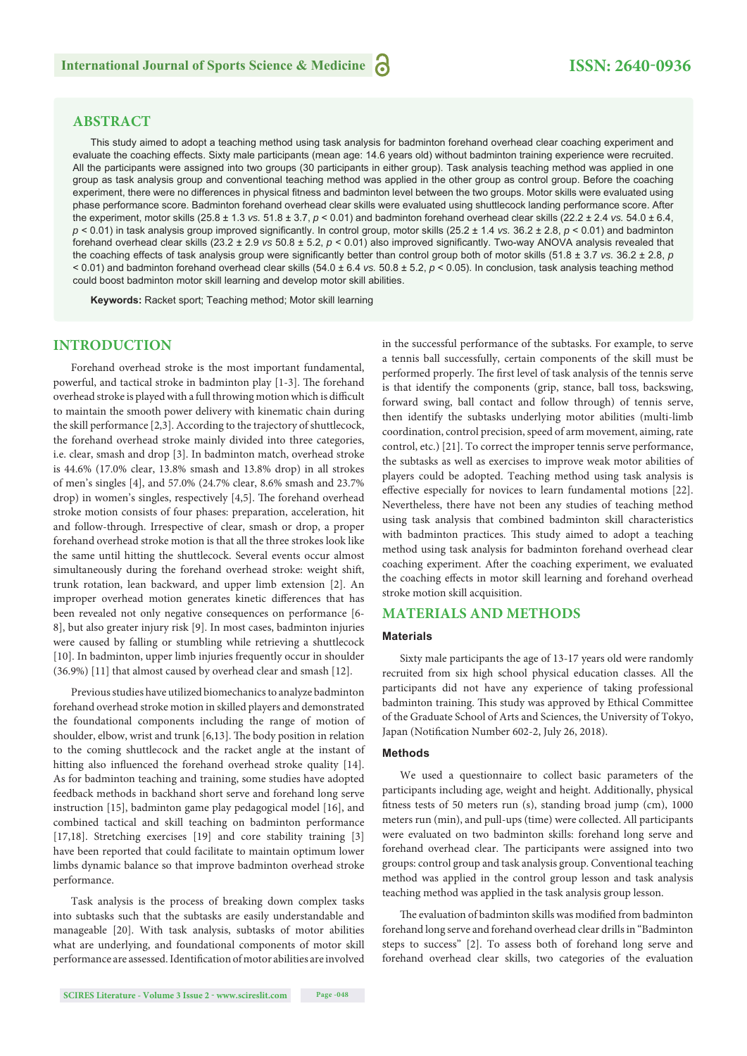## ABSTRACT

This study aimed to adopt a teaching method using task analysis for badminton forehand overhead clear coaching experiment and evaluate the coaching effects. Sixty male participants (mean age: 14.6 years old) without badminton training experience were recruited. All the participants were assigned into two groups (30 participants in either group). Task analysis teaching method was applied in one group as task analysis group and conventional teaching method was applied in the other group as control group. Before the coaching experiment, there were no differences in physical fitness and badminton level between the two groups. Motor skills were evaluated using phase performance score. Badminton forehand overhead clear skills were evaluated using shuttlecock landing performance score. After the experiment, motor skills (25.8 ± 1.3 *vs.* 51.8 ± 3.7, $p < 0.01$) and badminton forehand overhead clear skills (22.2 ± 2.4 *vs.* 54.0 ± 6.4, $p < 0.01$) in task analysis group improved significantly. In control group, motor skills (25.2 ± 1.4 *vs.* 36.2 ± 2.8, $p < 0.01$) and badminton forehand overhead clear skills (23.2 ± 2.9 *vs* 50.8 ± 5.2, $p < 0.01$) also improved significantly. Two-way ANOVA analysis revealed that the coaching effects of task analysis group were significantly better than control group both of motor skills (51.8 ± 3.7 *vs.* 36.2 ± 2.8, $p < 0.01$) and badminton forehand overhead clear skills (54.0 ± 6.4 *vs.* 50.8 ± 5.2, $p < 0.05$). In conclusion, task analysis teaching method could boost badminton motor skill learning and develop motor skill abilities.

**Keywords:** Racket sport; Teaching method; Motor skill learning

## INTRODUCTION

Forehand overhead stroke is the most important fundamental, powerful, and tactical stroke in badminton play [1-3]. The forehand overhead stroke is played with a full throwing motion which is difficult to maintain the smooth power delivery with kinematic chain during the skill performance [2,3]. According to the trajectory of shuttlecock, the forehand overhead stroke mainly divided into three categories, i.e. clear, smash and drop [3]. In badminton match, overhead stroke is 44.6% (17.0% clear, 13.8% smash and 13.8% drop) in all strokes of men's singles [4], and 57.0% (24.7% clear, 8.6% smash and 23.7% drop) in women's singles, respectively [4,5]. The forehand overhead stroke motion consists of four phases: preparation, acceleration, hit and follow-through. Irrespective of clear, smash or drop, a proper forehand overhead stroke motion is that all the three strokes look like the same until hitting the shuttlecock. Several events occur almost simultaneously during the forehand overhead stroke: weight shift, trunk rotation, lean backward, and upper limb extension [2]. An improper overhead motion generates kinetic differences that has been revealed not only negative consequences on performance [6-8], but also greater injury risk [9]. In most cases, badminton injuries were caused by falling or stumbling while retrieving a shuttlecock [10]. In badminton, upper limb injuries frequently occur in shoulder (36.9%) [11] that almost caused by overhead clear and smash [12].

Previous studies have utilized biomechanics to analyze badminton forehand overhead stroke motion in skilled players and demonstrated the foundational components including the range of motion of shoulder, elbow, wrist and trunk [6,13]. The body position in relation to the coming shuttlecock and the racket angle at the instant of hitting also influenced the forehand overhead stroke quality [14]. As for badminton teaching and training, some studies have adopted feedback methods in backhand short serve and forehand long serve instruction [15], badminton game play pedagogical model [16], and combined tactical and skill teaching on badminton performance [17,18]. Stretching exercises [19] and core stability training [3] have been reported that could facilitate to maintain optimum lower limbs dynamic balance so that improve badminton overhead stroke performance.

Task analysis is the process of breaking down complex tasks into subtasks such that the subtasks are easily understandable and manageable [20]. With task analysis, subtasks of motor abilities what are underlying, and foundational components of motor skill performance are assessed. Identification of motor abilities are involved in the successful performance of the subtasks. For example, to serve a tennis ball successfully, certain components of the skill must be performed properly. The first level of task analysis of the tennis serve is that identify the components (grip, stance, ball toss, backswing, forward swing, ball contact and follow through) of tennis serve, then identify the subtasks underlying motor abilities (multi-limb coordination, control precision, speed of arm movement, aiming, rate control, etc.) [21]. To correct the improper tennis serve performance, the subtasks as well as exercises to improve weak motor abilities of players could be adopted. Teaching method using task analysis is effective especially for novices to learn fundamental motions [22]. Nevertheless, there have not been any studies of teaching method using task analysis that combined badminton skill characteristics with badminton practices. This study aimed to adopt a teaching method using task analysis for badminton forehand overhead clear coaching experiment. After the coaching experiment, we evaluated the coaching effects in motor skill learning and forehand overhead stroke motion skill acquisition.

## MATERIALS AND METHODS

### Materials

Sixty male participants the age of 13-17 years old were randomly recruited from six high school physical education classes. All the participants did not have any experience of taking professional badminton training. This study was approved by Ethical Committee of the Graduate School of Arts and Sciences, the University of Tokyo, Japan (Notification Number 602-2, July 26, 2018).

### Methods

We used a questionnaire to collect basic parameters of the participants including age, weight and height. Additionally, physical fitness tests of 50 meters run (s), standing broad jump (cm), 1000 meters run (min), and pull-ups (time) were collected. All participants were evaluated on two badminton skills: forehand long serve and forehand overhead clear. The participants were assigned into two groups: control group and task analysis group. Conventional teaching method was applied in the control group lesson and task analysis teaching method was applied in the task analysis group lesson.

The evaluation of badminton skills was modified from badminton forehand long serve and forehand overhead clear drills in "Badminton steps to success" [2]. To assess both of forehand long serve and forehand overhead clear skills, two categories of the evaluation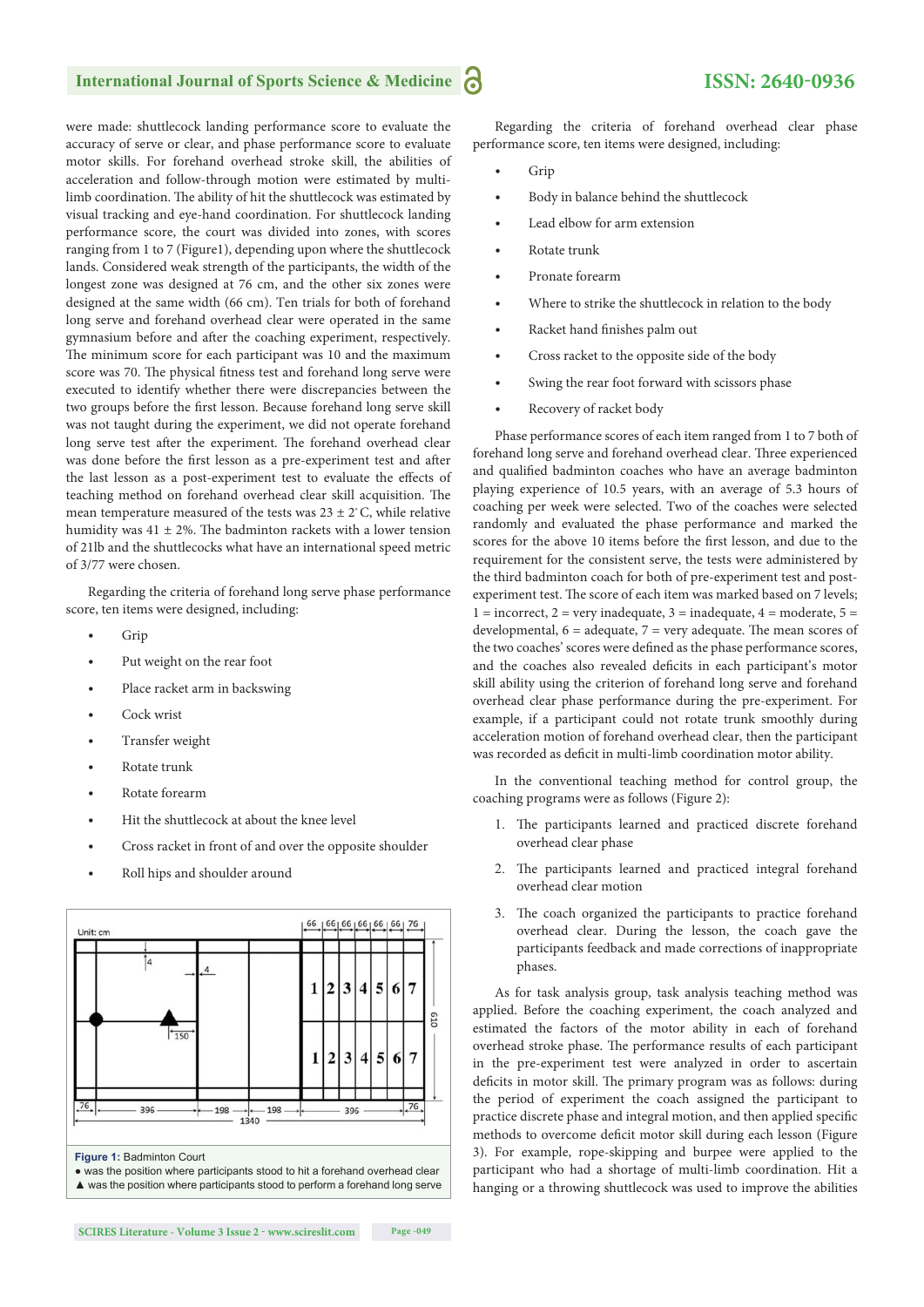were made: shuttlecock landing performance score to evaluate the accuracy of serve or clear, and phase performance score to evaluate motor skills. For forehand overhead stroke skill, the abilities of acceleration and follow-through motion were estimated by multi-limb coordination. The ability of hit the shuttlecock was estimated by visual tracking and eye-hand coordination. For shuttlecock landing performance score, the court was divided into zones, with scores ranging from 1 to 7 (Figure1), depending upon where the shuttlecock lands. Considered weak strength of the participants, the width of the longest zone was designed at 76 cm, and the other six zones were designed at the same width (66 cm). Ten trials for both of forehand long serve and forehand overhead clear were operated in the same gymnasium before and after the coaching experiment, respectively. The minimum score for each participant was 10 and the maximum score was 70. The physical fitness test and forehand long serve were executed to identify whether there were discrepancies between the two groups before the first lesson. Because forehand long serve skill was not taught during the experiment, we did not operate forehand long serve test after the experiment. The forehand overhead clear was done before the first lesson as a pre-experiment test and after the last lesson as a post-experiment test to evaluate the effects of teaching method on forehand overhead clear skill acquisition. The mean temperature measured of the tests was 23 ± 2° C, while relative humidity was 41 ± 2%. The badminton rackets with a lower tension of 21lb and the shuttlecocks what have an international speed metric of 3/77 were chosen.

Regarding the criteria of forehand long serve phase performance score, ten items were designed, including:

- Grip
- Put weight on the rear foot
- Place racket arm in backswing
- Cock wrist
- Transfer weight
- Rotate trunk
- Rotate forearm
- Hit the shuttlecock at about the knee level
- Cross racket in front of and over the opposite shoulder
- Roll hips and shoulder around

**Figure 1:** Badminton Court
● was the position where participants stood to hit a forehand overhead clear
▲ was the position where participants stood to perform a forehand long serve

Regarding the criteria of forehand overhead clear phase performance score, ten items were designed, including:

- Grip
- Body in balance behind the shuttlecock
- Lead elbow for arm extension
- Rotate trunk
- Pronate forearm
- Where to strike the shuttlecock in relation to the body
- Racket hand finishes palm out
- Cross racket to the opposite side of the body
- Swing the rear foot forward with scissors phase
- Recovery of racket body

Phase performance scores of each item ranged from 1 to 7 both of forehand long serve and forehand overhead clear. Three experienced and qualified badminton coaches who have an average badminton playing experience of 10.5 years, with an average of 5.3 hours of coaching per week were selected. Two of the coaches were selected randomly and evaluated the phase performance and marked the scores for the above 10 items before the first lesson, and due to the requirement for the consistent serve, the tests were administered by the third badminton coach for both of pre-experiment test and post-experiment test. The score of each item was marked based on 7 levels; 1 = incorrect, 2 = very inadequate, 3 = inadequate, 4 = moderate, 5 = developmental, 6 = adequate, 7 = very adequate. The mean scores of the two coaches' scores were defined as the phase performance scores, and the coaches also revealed deficits in each participant's motor skill ability using the criterion of forehand long serve and forehand overhead clear phase performance during the pre-experiment. For example, if a participant could not rotate trunk smoothly during acceleration motion of forehand overhead clear, then the participant was recorded as deficit in multi-limb coordination motor ability.

In the conventional teaching method for control group, the coaching programs were as follows (Figure 2):

1. The participants learned and practiced discrete forehand overhead clear phase
2. The participants learned and practiced integral forehand overhead clear motion
3. The coach organized the participants to practice forehand overhead clear. During the lesson, the coach gave the participants feedback and made corrections of inappropriate phases.

As for task analysis group, task analysis teaching method was applied. Before the coaching experiment, the coach analyzed and estimated the factors of the motor ability in each of forehand overhead stroke phase. The performance results of each participant in the pre-experiment test were analyzed in order to ascertain deficits in motor skill. The primary program was as follows: during the period of experiment the coach assigned the participant to practice discrete phase and integral motion, and then applied specific methods to overcome deficit motor skill during each lesson (Figure 3). For example, rope-skipping and burpee were applied to the participant who had a shortage of multi-limb coordination. Hit a hanging or a throwing shuttlecock was used to improve the abilities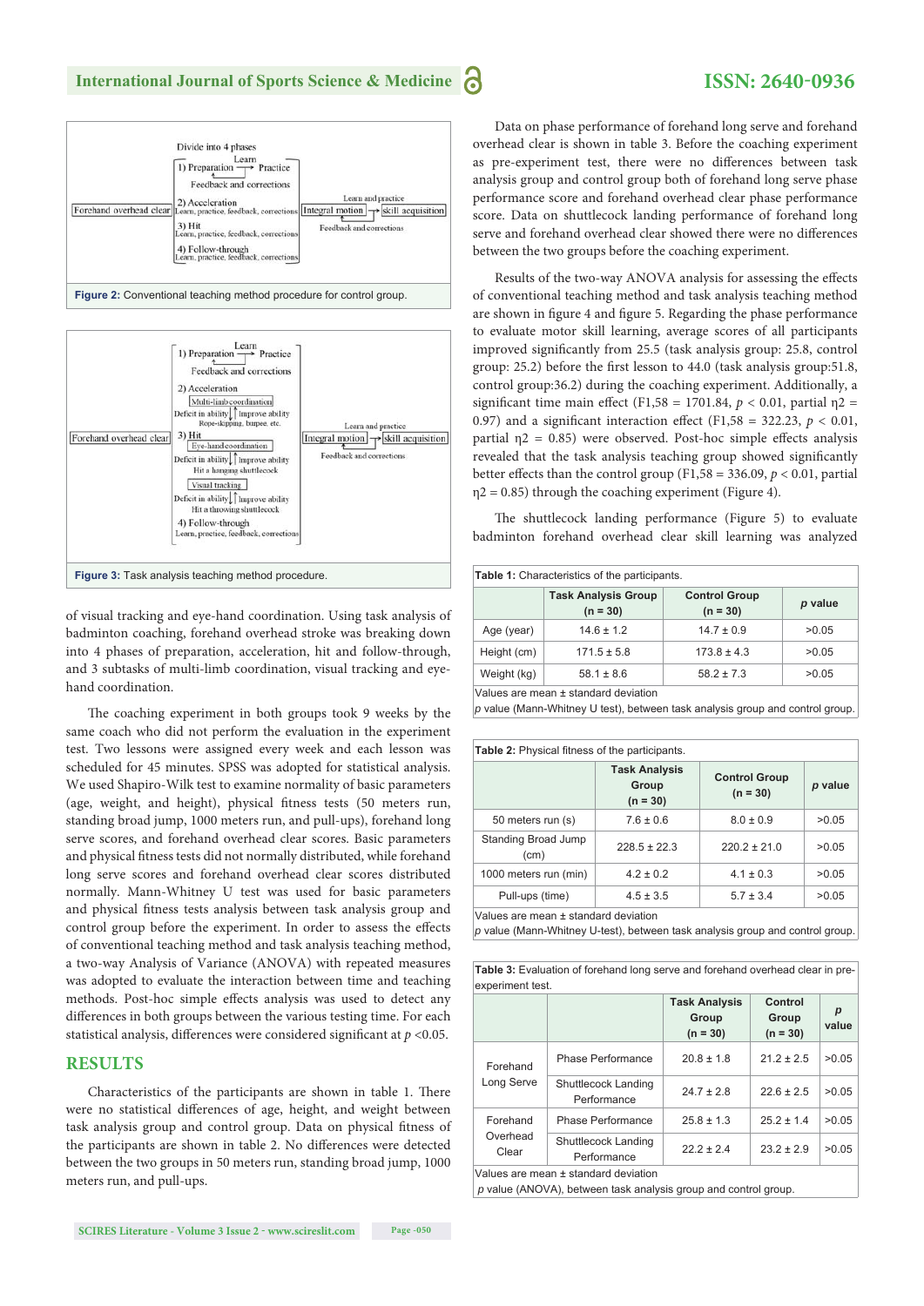Divide into 4 phases

1) Preparation —Learn→ Practice
Feedback and corrections

2) Acceleration
Learn, practice, feedback, corrections

3) Hit
Learn, practice, feedback, corrections

4) Follow-through
Learn, practice, feedback, corrections

Forehand overhead clear → Integral motion → skill acquisition
Learn and practice
Feedback and corrections

Figure 2: Conventional teaching method procedure for control group.

1) Preparation —Learn→ Practice
Feedback and corrections

2) Acceleration
Multi-limb coordination
Deficit in ability ↓ ↑ Improve ability
Rope-skipping, burpee, etc.

3) Hit
Eye-hand coordination
Deficit in ability ↓ ↑ Improve ability
Hit a hanging shuttlecock

Visual tracking
Deficit in ability ↓ ↑ Improve ability
Hit a throwing shuttlecock

4) Follow-through
Learn, practice, feedback, corrections

Forehand overhead clear → Integral motion → skill acquisition
Learn and practice
Feedback and corrections

Figure 3: Task analysis teaching method procedure.

of visual tracking and eye-hand coordination. Using task analysis of badminton coaching, forehand overhead stroke was breaking down into 4 phases of preparation, acceleration, hit and follow-through, and 3 subtasks of multi-limb coordination, visual tracking and eye-hand coordination.

The coaching experiment in both groups took 9 weeks by the same coach who did not perform the evaluation in the experiment test. Two lessons were assigned every week and each lesson was scheduled for 45 minutes. SPSS was adopted for statistical analysis. We used Shapiro-Wilk test to examine normality of basic parameters (age, weight, and height), physical fitness tests (50 meters run, standing broad jump, 1000 meters run, and pull-ups), forehand long serve scores, and forehand overhead clear scores. Basic parameters and physical fitness tests did not normally distributed, while forehand long serve scores and forehand overhead clear scores distributed normally. Mann-Whitney U test was used for basic parameters and physical fitness tests analysis between task analysis group and control group before the experiment. In order to assess the effects of conventional teaching method and task analysis teaching method, a two-way Analysis of Variance (ANOVA) with repeated measures was adopted to evaluate the interaction between time and teaching methods. Post-hoc simple effects analysis was used to detect any differences in both groups between the various testing time. For each statistical analysis, differences were considered significant at $p < 0.05$.

## RESULTS

Characteristics of the participants are shown in table 1. There were no statistical differences of age, height, and weight between task analysis group and control group. Data on physical fitness of the participants are shown in table 2. No differences were detected between the two groups in 50 meters run, standing broad jump, 1000 meters run, and pull-ups.

Data on phase performance of forehand long serve and forehand overhead clear is shown in table 3. Before the coaching experiment as pre-experiment test, there were no differences between task analysis group and control group both of forehand long serve phase performance score and forehand overhead clear phase performance score. Data on shuttlecock landing performance of forehand long serve and forehand overhead clear showed there were no differences between the two groups before the coaching experiment.

Results of the two-way ANOVA analysis for assessing the effects of conventional teaching method and task analysis teaching method are shown in figure 4 and figure 5. Regarding the phase performance to evaluate motor skill learning, average scores of all participants improved significantly from 25.5 (task analysis group: 25.8, control group: 25.2) before the first lesson to 44.0 (task analysis group:51.8, control group:36.2) during the coaching experiment. Additionally, a significant time main effect ($F_{1,58} = 1701.84$, $p < 0.01$, partial $\eta^2 = 0.97$) and a significant interaction effect ($F_{1,58} = 322.23$, $p < 0.01$, partial $\eta^2 = 0.85$) were observed. Post-hoc simple effects analysis revealed that the task analysis teaching group showed significantly better effects than the control group ($F_{1,58} = 336.09$, $p < 0.01$, partial $\eta^2 = 0.85$) through the coaching experiment (Figure 4).

The shuttlecock landing performance (Figure 5) to evaluate badminton forehand overhead clear skill learning was analyzed

**Table 1:** Characteristics of the participants.

| | Task Analysis Group (n = 30) | Control Group (n = 30) | *p* value |
|---|---|---|---|
| Age (year) | 14.6 ± 1.2 | 14.7 ± 0.9 | >0.05 |
| Height (cm) | 171.5 ± 5.8 | 173.8 ± 4.3 | >0.05 |
| Weight (kg) | 58.1 ± 8.6 | 58.2 ± 7.3 | >0.05 |

Values are mean ± standard deviation
*p* value (Mann-Whitney U test), between task analysis group and control group.

**Table 2:** Physical fitness of the participants.

| | Task Analysis Group (n = 30) | Control Group (n = 30) | *p* value |
|---|---|---|---|
| 50 meters run (s) | 7.6 ± 0.6 | 8.0 ± 0.9 | >0.05 |
| Standing Broad Jump (cm) | 228.5 ± 22.3 | 220.2 ± 21.0 | >0.05 |
| 1000 meters run (min) | 4.2 ± 0.2 | 4.1 ± 0.3 | >0.05 |
| Pull-ups (time) | 4.5 ± 3.5 | 5.7 ± 3.4 | >0.05 |

Values are mean ± standard deviation
*p* value (Mann-Whitney U-test), between task analysis group and control group.

**Table 3:** Evaluation of forehand long serve and forehand overhead clear in pre-experiment test.

| | | Task Analysis Group (n = 30) | Control Group (n = 30) | *p* value |
|---|---|---|---|---|
| Forehand Long Serve | Phase Performance | 20.8 ± 1.8 | 21.2 ± 2.5 | >0.05 |
| | Shuttlecock Landing Performance | 24.7 ± 2.8 | 22.6 ± 2.5 | >0.05 |
| Forehand Overhead Clear | Phase Performance | 25.8 ± 1.3 | 25.2 ± 1.4 | >0.05 |
| | Shuttlecock Landing Performance | 22.2 ± 2.4 | 23.2 ± 2.9 | >0.05 |

Values are mean ± standard deviation
*p* value (ANOVA), between task analysis group and control group.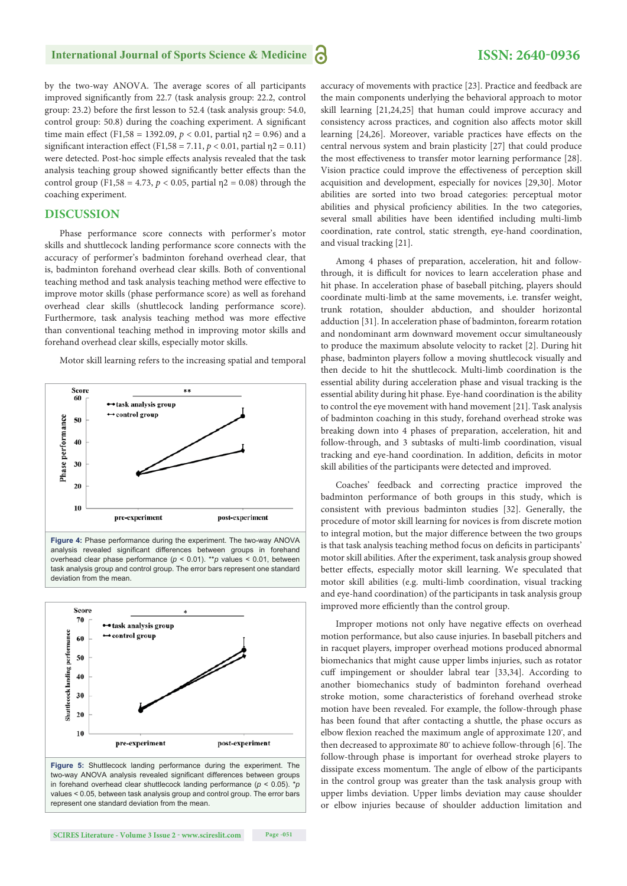by the two-way ANOVA. The average scores of all participants improved significantly from 22.7 (task analysis group: 22.2, control group: 23.2) before the first lesson to 52.4 (task analysis group: 54.0, control group: 50.8) during the coaching experiment. A significant time main effect ($F_{1,58}$ = 1392.09, $p < 0.01$, partial $\eta^2$ = 0.96) and a significant interaction effect ($F_{1,58}$ = 7.11, $p < 0.01$, partial $\eta^2$ = 0.11) were detected. Post-hoc simple effects analysis revealed that the task analysis teaching group showed significantly better effects than the control group ($F_{1,58}$ = 4.73, $p < 0.05$, partial $\eta^2$ = 0.08) through the coaching experiment.

## DISCUSSION

Phase performance score connects with performer's motor skills and shuttlecock landing performance score connects with the accuracy of performer's badminton forehand overhead clear, that is, badminton forehand overhead clear skills. Both of conventional teaching method and task analysis teaching method were effective to improve motor skills (phase performance score) as well as forehand overhead clear skills (shuttlecock landing performance score). Furthermore, task analysis teaching method was more effective than conventional teaching method in improving motor skills and forehand overhead clear skills, especially motor skills.

Motor skill learning refers to the increasing spatial and temporal accuracy of movements with practice [23]. Practice and feedback are the main components underlying the behavioral approach to motor skill learning [21,24,25] that human could improve accuracy and consistency across practices, and cognition also affects motor skill learning [24,26]. Moreover, variable practices have effects on the central nervous system and brain plasticity [27] that could produce the most effectiveness to transfer motor learning performance [28]. Vision practice could improve the effectiveness of perception skill acquisition and development, especially for novices [29,30]. Motor abilities are sorted into two broad categories: perceptual motor abilities and physical proficiency abilities. In the two categories, several small abilities have been identified including multi-limb coordination, rate control, static strength, eye-hand coordination, and visual tracking [21].

Among 4 phases of preparation, acceleration, hit and follow-through, it is difficult for novices to learn acceleration phase and hit phase. In acceleration phase of baseball pitching, players should coordinate multi-limb at the same movements, i.e. transfer weight, trunk rotation, shoulder abduction, and shoulder horizontal adduction [31]. In acceleration phase of badminton, forearm rotation and nondominant arm downward movement occur simultaneously to produce the maximum absolute velocity to racket [2]. During hit phase, badminton players follow a moving shuttlecock visually and then decide to hit the shuttlecock. Multi-limb coordination is the essential ability during acceleration phase and visual tracking is the essential ability during hit phase. Eye-hand coordination is the ability to control the eye movement with hand movement [21]. Task analysis of badminton coaching in this study, forehand overhead stroke was breaking down into 4 phases of preparation, acceleration, hit and follow-through, and 3 subtasks of multi-limb coordination, visual tracking and eye-hand coordination. In addition, deficits in motor skill abilities of the participants were detected and improved.

Coaches' feedback and correcting practice improved the badminton performance of both groups in this study, which is consistent with previous badminton studies [32]. Generally, the procedure of motor skill learning for novices is from discrete motion to integral motion, but the major difference between the two groups is that task analysis teaching method focus on deficits in participants' motor skill abilities. After the experiment, task analysis group showed better effects, especially motor skill learning. We speculated that motor skill abilities (e.g. multi-limb coordination, visual tracking and eye-hand coordination) of the participants in task analysis group improved more efficiently than the control group.

Improper motions not only have negative effects on overhead motion performance, but also cause injuries. In baseball pitchers and in racquet players, improper overhead motions produced abnormal biomechanics that might cause upper limbs injuries, such as rotator cuff impingement or shoulder labral tear [33,34]. According to another biomechanics study of badminton forehand overhead stroke motion, some characteristics of forehand overhead stroke motion have been revealed. For example, the follow-through phase has been found that after contacting a shuttle, the phase occurs as elbow flexion reached the maximum angle of approximate 120°, and then decreased to approximate 80° to achieve follow-through [6]. The follow-through phase is important for overhead stroke players to dissipate excess momentum. The angle of elbow of the participants in the control group was greater than the task analysis group with upper limbs deviation. Upper limbs deviation may cause shoulder or elbow injuries because of shoulder adduction limitation and

**Figure 4:** Phase performance during the experiment. The two-way ANOVA analysis revealed significant differences between groups in forehand overhead clear phase performance ($p < 0.01$). **$p$ values < 0.01, between task analysis group and control group. The error bars represent one standard deviation from the mean.

**Figure 5:** Shuttlecock landing performance during the experiment. The two-way ANOVA analysis revealed significant differences between groups in forehand overhead clear shuttlecock landing performance ($p < 0.05$). *$p$ values < 0.05, between task analysis group and control group. The error bars represent one standard deviation from the mean.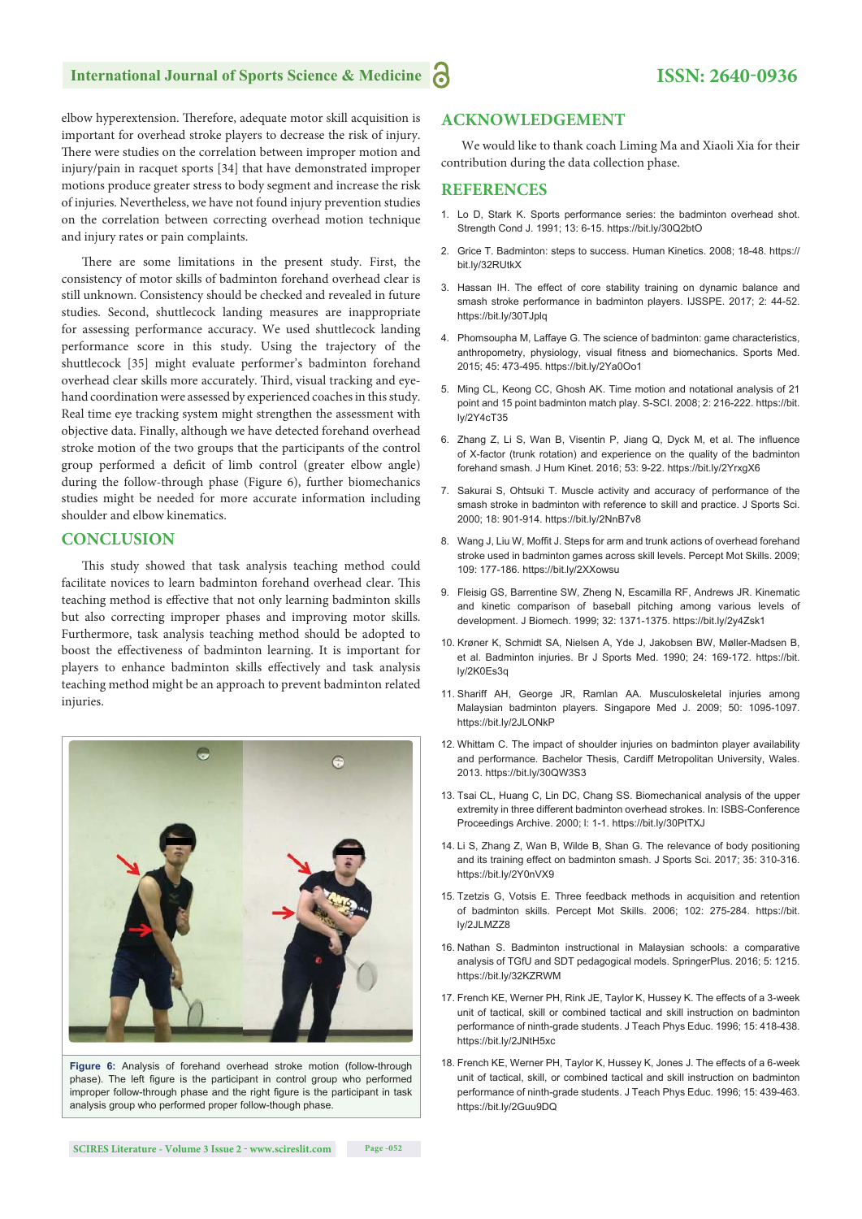elbow hyperextension. Therefore, adequate motor skill acquisition is important for overhead stroke players to decrease the risk of injury. There were studies on the correlation between improper motion and injury/pain in racquet sports [34] that have demonstrated improper motions produce greater stress to body segment and increase the risk of injuries. Nevertheless, we have not found injury prevention studies on the correlation between correcting overhead motion technique and injury rates or pain complaints.

There are some limitations in the present study. First, the consistency of motor skills of badminton forehand overhead clear is still unknown. Consistency should be checked and revealed in future studies. Second, shuttlecock landing measures are inappropriate for assessing performance accuracy. We used shuttlecock landing performance score in this study. Using the trajectory of the shuttlecock [35] might evaluate performer's badminton forehand overhead clear skills more accurately. Third, visual tracking and eye-hand coordination were assessed by experienced coaches in this study. Real time eye tracking system might strengthen the assessment with objective data. Finally, although we have detected forehand overhead stroke motion of the two groups that the participants of the control group performed a deficit of limb control (greater elbow angle) during the follow-through phase (Figure 6), further biomechanics studies might be needed for more accurate information including shoulder and elbow kinematics.

## CONCLUSION

This study showed that task analysis teaching method could facilitate novices to learn badminton forehand overhead clear. This teaching method is effective that not only learning badminton skills but also correcting improper phases and improving motor skills. Furthermore, task analysis teaching method should be adopted to boost the effectiveness of badminton learning. It is important for players to enhance badminton skills effectively and task analysis teaching method might be an approach to prevent badminton related injuries.

**Figure 6:** Analysis of forehand overhead stroke motion (follow-through phase). The left figure is the participant in control group who performed improper follow-through phase and the right figure is the participant in task analysis group who performed proper follow-though phase.

## ACKNOWLEDGEMENT

We would like to thank coach Liming Ma and Xiaoli Xia for their contribution during the data collection phase.

## REFERENCES

1. Lo D, Stark K. Sports performance series: the badminton overhead shot. Strength Cond J. 1991; 13: 6-15. https://bit.ly/30Q2btO
2. Grice T. Badminton: steps to success. Human Kinetics. 2008; 18-48. https://bit.ly/32RUtkX
3. Hassan IH. The effect of core stability training on dynamic balance and smash stroke performance in badminton players. IJSSPE. 2017; 2: 44-52. https://bit.ly/30TJplq
4. Phomsoupha M, Laffaye G. The science of badminton: game characteristics, anthropometry, physiology, visual fitness and biomechanics. Sports Med. 2015; 45: 473-495. https://bit.ly/2Ya0Oo1
5. Ming CL, Keong CC, Ghosh AK. Time motion and notational analysis of 21 point and 15 point badminton match play. S-SCI. 2008; 2: 216-222. https://bit.ly/2Y4cT35
6. Zhang Z, Li S, Wan B, Visentin P, Jiang Q, Dyck M, et al. The influence of X-factor (trunk rotation) and experience on the quality of the badminton forehand smash. J Hum Kinet. 2016; 53: 9-22. https://bit.ly/2YrxgX6
7. Sakurai S, Ohtsuki T. Muscle activity and accuracy of performance of the smash stroke in badminton with reference to skill and practice. J Sports Sci. 2000; 18: 901-914. https://bit.ly/2NnB7v8
8. Wang J, Liu W, Moffit J. Steps for arm and trunk actions of overhead forehand stroke used in badminton games across skill levels. Percept Mot Skills. 2009; 109: 177-186. https://bit.ly/2XXowsu
9. Fleisig GS, Barrentine SW, Zheng N, Escamilla RF, Andrews JR. Kinematic and kinetic comparison of baseball pitching among various levels of development. J Biomech. 1999; 32: 1371-1375. https://bit.ly/2y4Zsk1
10. Krøner K, Schmidt SA, Nielsen A, Yde J, Jakobsen BW, Møller-Madsen B, et al. Badminton injuries. Br J Sports Med. 1990; 24: 169-172. https://bit.ly/2K0Es3q
11. Shariff AH, George JR, Ramlan AA. Musculoskeletal injuries among Malaysian badminton players. Singapore Med J. 2009; 50: 1095-1097. https://bit.ly/2JLONkP
12. Whittam C. The impact of shoulder injuries on badminton player availability and performance. Bachelor Thesis, Cardiff Metropolitan University, Wales. 2013. https://bit.ly/30QW3S3
13. Tsai CL, Huang C, Lin DC, Chang SS. Biomechanical analysis of the upper extremity in three different badminton overhead strokes. In: ISBS-Conference Proceedings Archive. 2000; l: 1-1. https://bit.ly/30PtTXJ
14. Li S, Zhang Z, Wan B, Wilde B, Shan G. The relevance of body positioning and its training effect on badminton smash. J Sports Sci. 2017; 35: 310-316. https://bit.ly/2Y0nVX9
15. Tzetzis G, Votsis E. Three feedback methods in acquisition and retention of badminton skills. Percept Mot Skills. 2006; 102: 275-284. https://bit.ly/2JLMZZ8
16. Nathan S. Badminton instructional in Malaysian schools: a comparative analysis of TGfU and SDT pedagogical models. SpringerPlus. 2016; 5: 1215. https://bit.ly/32KZRWM
17. French KE, Werner PH, Rink JE, Taylor K, Hussey K. The effects of a 3-week unit of tactical, skill or combined tactical and skill instruction on badminton performance of ninth-grade students. J Teach Phys Educ. 1996; 15: 418-438. https://bit.ly/2JNtH5xc
18. French KE, Werner PH, Taylor K, Hussey K, Jones J. The effects of a 6-week unit of tactical, skill, or combined tactical and skill instruction on badminton performance of ninth-grade students. J Teach Phys Educ. 1996; 15: 439-463. https://bit.ly/2Guu9DQ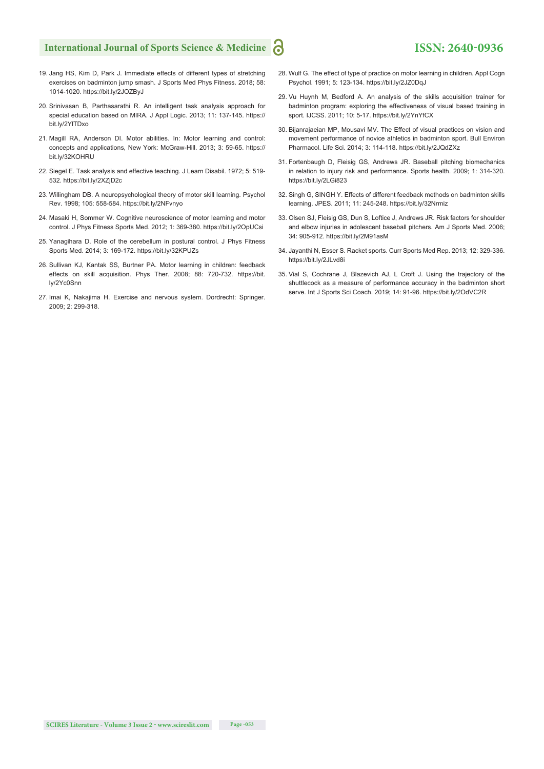19. Jang HS, Kim D, Park J. Immediate effects of different types of stretching exercises on badminton jump smash. J Sports Med Phys Fitness. 2018; 58: 1014-1020. https://bit.ly/2JOZByJ
20. Srinivasan B, Parthasarathi R. An intelligent task analysis approach for special education based on MIRA. J Appl Logic. 2013; 11: 137-145. https://bit.ly/2YITDxo
21. Magill RA, Anderson DI. Motor abilities. In: Motor learning and control: concepts and applications, New York: McGraw-Hill. 2013; 3: 59-65. https://bit.ly/32KOHRU
22. Siegel E. Task analysis and effective teaching. J Learn Disabil. 1972; 5: 519-532. https://bit.ly/2XZjD2c
23. Willingham DB. A neuropsychological theory of motor skill learning. Psychol Rev. 1998; 105: 558-584. https://bit.ly/2NFvnyo
24. Masaki H, Sommer W. Cognitive neuroscience of motor learning and motor control. J Phys Fitness Sports Med. 2012; 1: 369-380. https://bit.ly/2OpUCsi
25. Yanagihara D. Role of the cerebellum in postural control. J Phys Fitness Sports Med. 2014; 3: 169-172. https://bit.ly/32KPUZs
26. Sullivan KJ, Kantak SS, Burtner PA. Motor learning in children: feedback effects on skill acquisition. Phys Ther. 2008; 88: 720-732. https://bit.ly/2Yc0Snn
27. Imai K, Nakajima H. Exercise and nervous system. Dordrecht: Springer. 2009; 2: 299-318.
28. Wulf G. The effect of type of practice on motor learning in children. Appl Cogn Psychol. 1991; 5: 123-134. https://bit.ly/2JZ0DqJ
29. Vu Huynh M, Bedford A. An analysis of the skills acquisition trainer for badminton program: exploring the effectiveness of visual based training in sport. IJCSS. 2011; 10: 5-17. https://bit.ly/2YnYfCX
30. Bijanrajaeian MP, Mousavi MV. The Effect of visual practices on vision and movement performance of novice athletics in badminton sport. Bull Environ Pharmacol. Life Sci. 2014; 3: 114-118. https://bit.ly/2JQdZXz
31. Fortenbaugh D, Fleisig GS, Andrews JR. Baseball pitching biomechanics in relation to injury risk and performance. Sports health. 2009; 1: 314-320. https://bit.ly/2LGi823
32. Singh G, SINGH Y. Effects of different feedback methods on badminton skills learning. JPES. 2011; 11: 245-248. https://bit.ly/32Nrmiz
33. Olsen SJ, Fleisig GS, Dun S, Loftice J, Andrews JR. Risk factors for shoulder and elbow injuries in adolescent baseball pitchers. Am J Sports Med. 2006; 34: 905-912. https://bit.ly/2M91asM
34. Jayanthi N, Esser S. Racket sports. Curr Sports Med Rep. 2013; 12: 329-336. https://bit.ly/2JLvd8i
35. Vial S, Cochrane J, Blazevich AJ, L Croft J. Using the trajectory of the shuttlecock as a measure of performance accuracy in the badminton short serve. Int J Sports Sci Coach. 2019; 14: 91-96. https://bit.ly/2OdVC2R